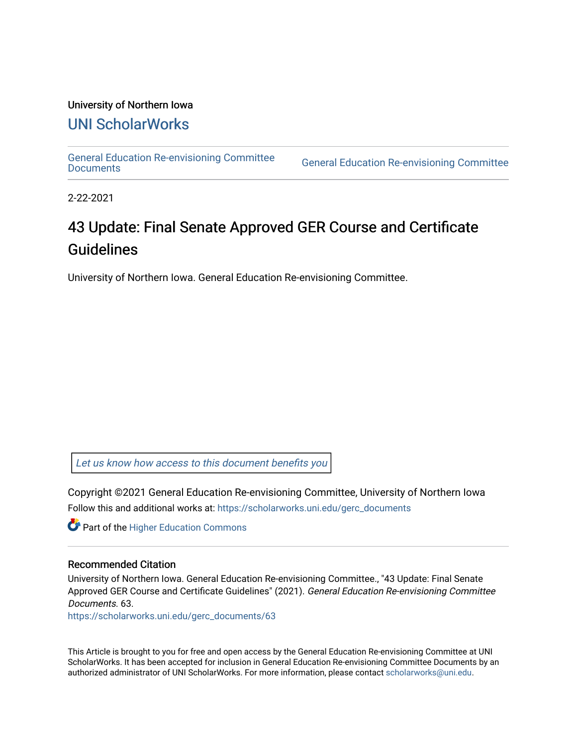University of Northern Iowa

## UNI ScholarWorks

General Education Re-envisioning Committee Documents | General Education Re-envisioning Committee

2-22-2021

# 43 Update: Final Senate Approved GER Course and Certificate Guidelines

University of Northern Iowa. General Education Re-envisioning Committee.

*Let us know how access to this document benefits you*

Copyright ©2021 General Education Re-envisioning Committee, University of Northern Iowa

Follow this and additional works at: https://scholarworks.uni.edu/gerc_documents

Part of the Higher Education Commons

### Recommended Citation

University of Northern Iowa. General Education Re-envisioning Committee., "43 Update: Final Senate Approved GER Course and Certificate Guidelines" (2021). *General Education Re-envisioning Committee Documents*. 63.
https://scholarworks.uni.edu/gerc_documents/63

This Article is brought to you for free and open access by the General Education Re-envisioning Committee at UNI ScholarWorks. It has been accepted for inclusion in General Education Re-envisioning Committee Documents by an authorized administrator of UNI ScholarWorks. For more information, please contact scholarworks@uni.edu.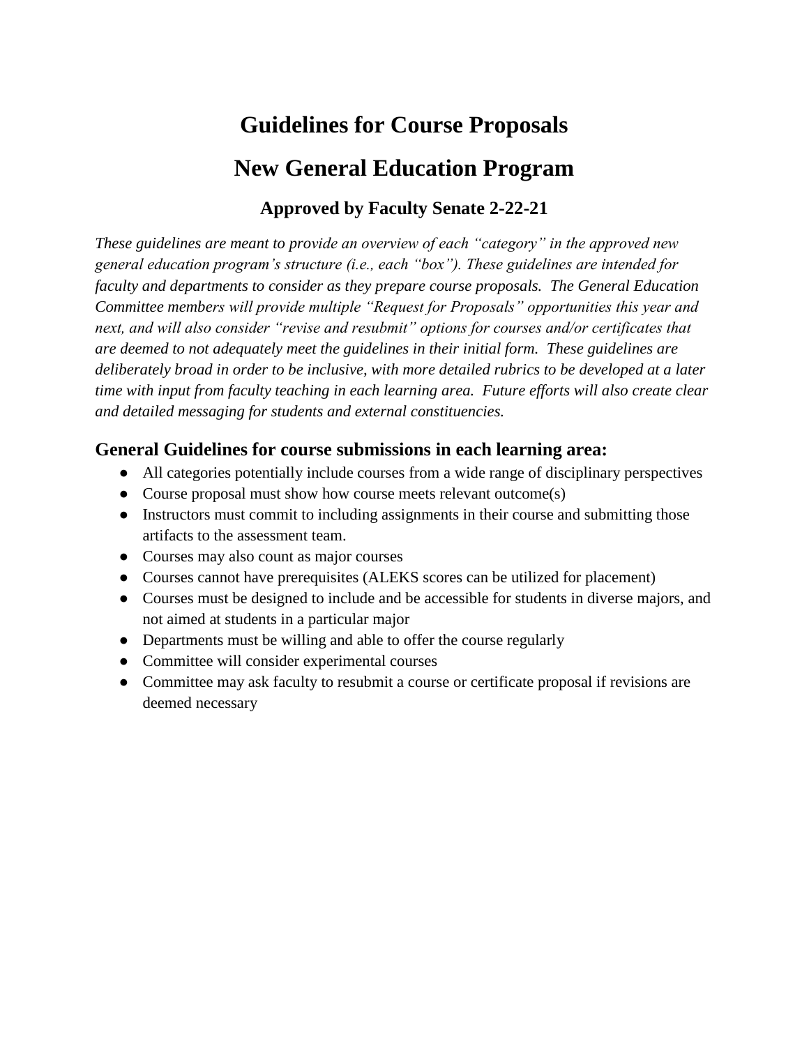# Guidelines for Course Proposals

# New General Education Program

### Approved by Faculty Senate 2-22-21

*These guidelines are meant to provide an overview of each "category" in the approved new general education program's structure (i.e., each "box"). These guidelines are intended for faculty and departments to consider as they prepare course proposals. The General Education Committee members will provide multiple "Request for Proposals" opportunities this year and next, and will also consider "revise and resubmit" options for courses and/or certificates that are deemed to not adequately meet the guidelines in their initial form. These guidelines are deliberately broad in order to be inclusive, with more detailed rubrics to be developed at a later time with input from faculty teaching in each learning area. Future efforts will also create clear and detailed messaging for students and external constituencies.*

## General Guidelines for course submissions in each learning area:

- All categories potentially include courses from a wide range of disciplinary perspectives
- Course proposal must show how course meets relevant outcome(s)
- Instructors must commit to including assignments in their course and submitting those artifacts to the assessment team.
- Courses may also count as major courses
- Courses cannot have prerequisites (ALEKS scores can be utilized for placement)
- Courses must be designed to include and be accessible for students in diverse majors, and not aimed at students in a particular major
- Departments must be willing and able to offer the course regularly
- Committee will consider experimental courses
- Committee may ask faculty to resubmit a course or certificate proposal if revisions are deemed necessary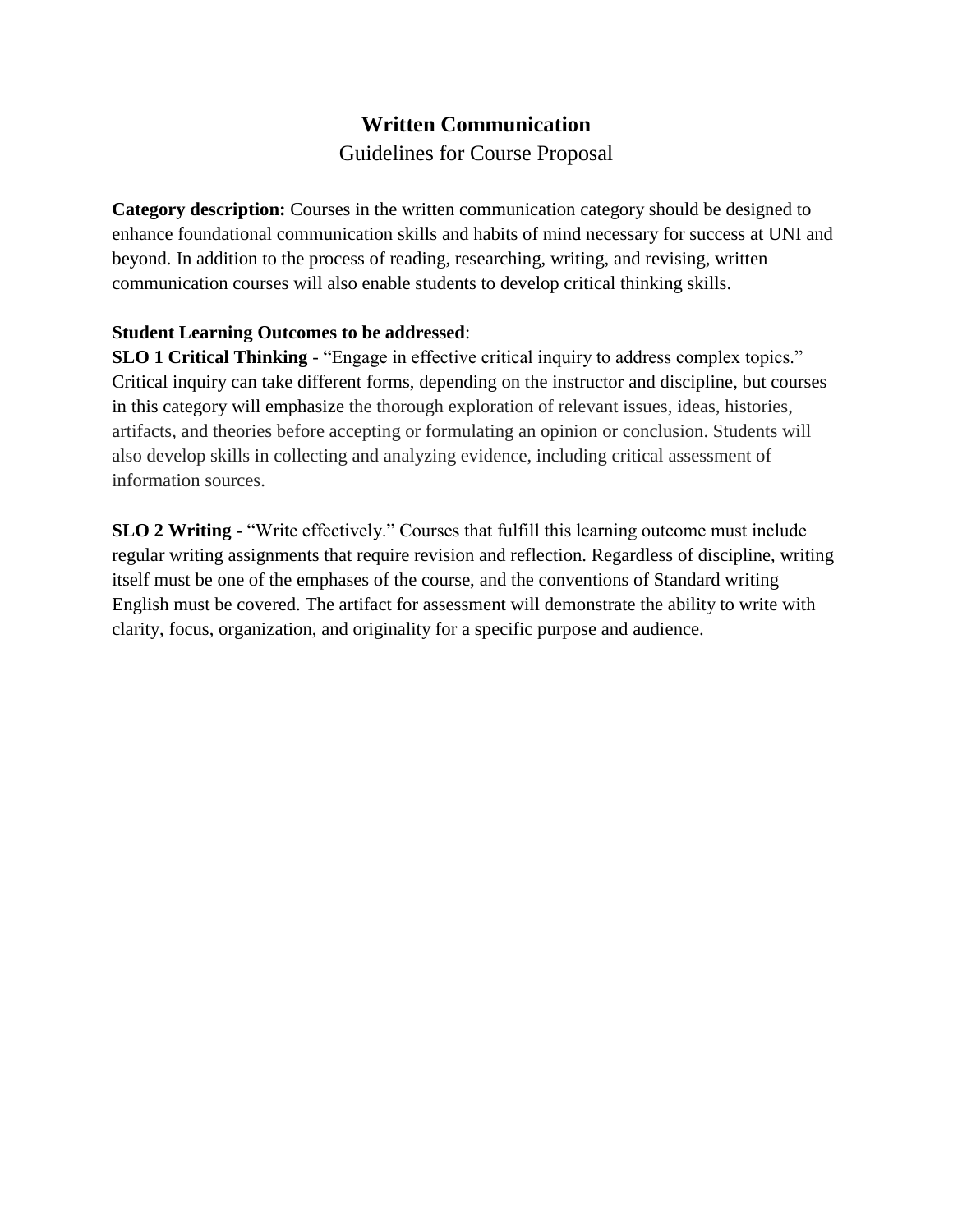# Written Communication

Guidelines for Course Proposal

**Category description:** Courses in the written communication category should be designed to enhance foundational communication skills and habits of mind necessary for success at UNI and beyond. In addition to the process of reading, researching, writing, and revising, written communication courses will also enable students to develop critical thinking skills.

**Student Learning Outcomes to be addressed**:

**SLO 1 Critical Thinking** - "Engage in effective critical inquiry to address complex topics." Critical inquiry can take different forms, depending on the instructor and discipline, but courses in this category will emphasize the thorough exploration of relevant issues, ideas, histories, artifacts, and theories before accepting or formulating an opinion or conclusion. Students will also develop skills in collecting and analyzing evidence, including critical assessment of information sources.

**SLO 2 Writing -** "Write effectively." Courses that fulfill this learning outcome must include regular writing assignments that require revision and reflection. Regardless of discipline, writing itself must be one of the emphases of the course, and the conventions of Standard writing English must be covered. The artifact for assessment will demonstrate the ability to write with clarity, focus, organization, and originality for a specific purpose and audience.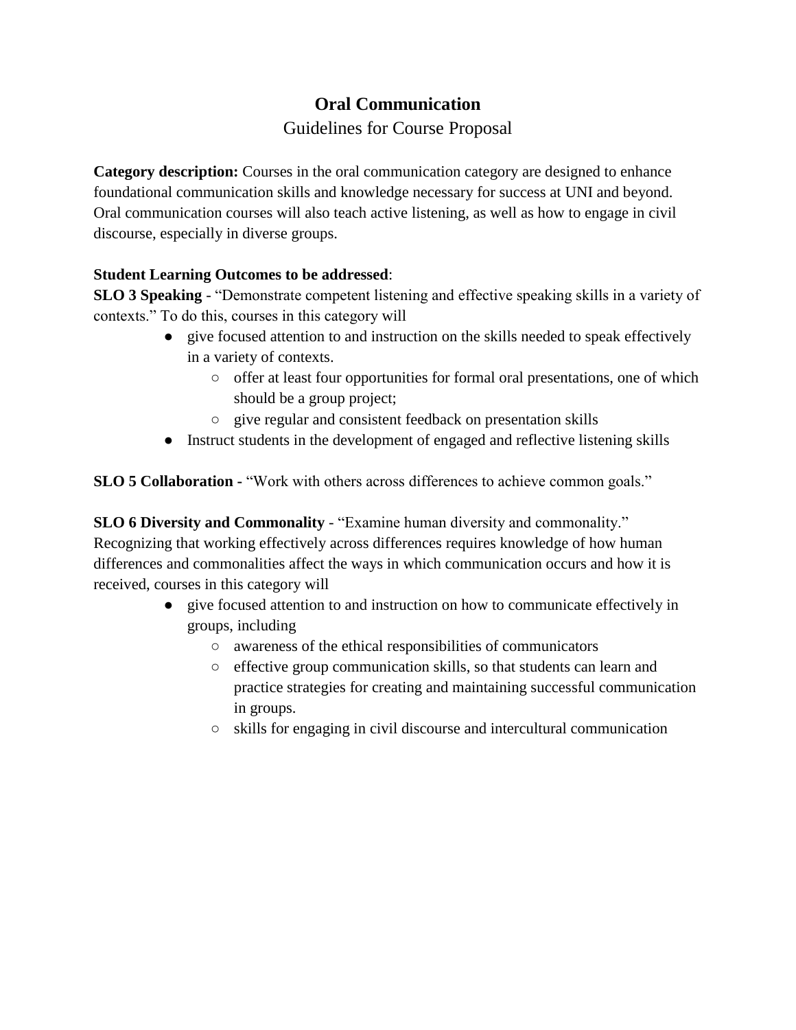# Oral Communication

Guidelines for Course Proposal

**Category description:** Courses in the oral communication category are designed to enhance foundational communication skills and knowledge necessary for success at UNI and beyond. Oral communication courses will also teach active listening, as well as how to engage in civil discourse, especially in diverse groups.

**Student Learning Outcomes to be addressed**:

**SLO 3 Speaking** - "Demonstrate competent listening and effective speaking skills in a variety of contexts." To do this, courses in this category will

- give focused attention to and instruction on the skills needed to speak effectively in a variety of contexts.
    - offer at least four opportunities for formal oral presentations, one of which should be a group project;
    - give regular and consistent feedback on presentation skills
- Instruct students in the development of engaged and reflective listening skills

**SLO 5 Collaboration -** "Work with others across differences to achieve common goals."

**SLO 6 Diversity and Commonality** - "Examine human diversity and commonality." Recognizing that working effectively across differences requires knowledge of how human differences and commonalities affect the ways in which communication occurs and how it is received, courses in this category will

- give focused attention to and instruction on how to communicate effectively in groups, including
    - awareness of the ethical responsibilities of communicators
    - effective group communication skills, so that students can learn and practice strategies for creating and maintaining successful communication in groups.
    - skills for engaging in civil discourse and intercultural communication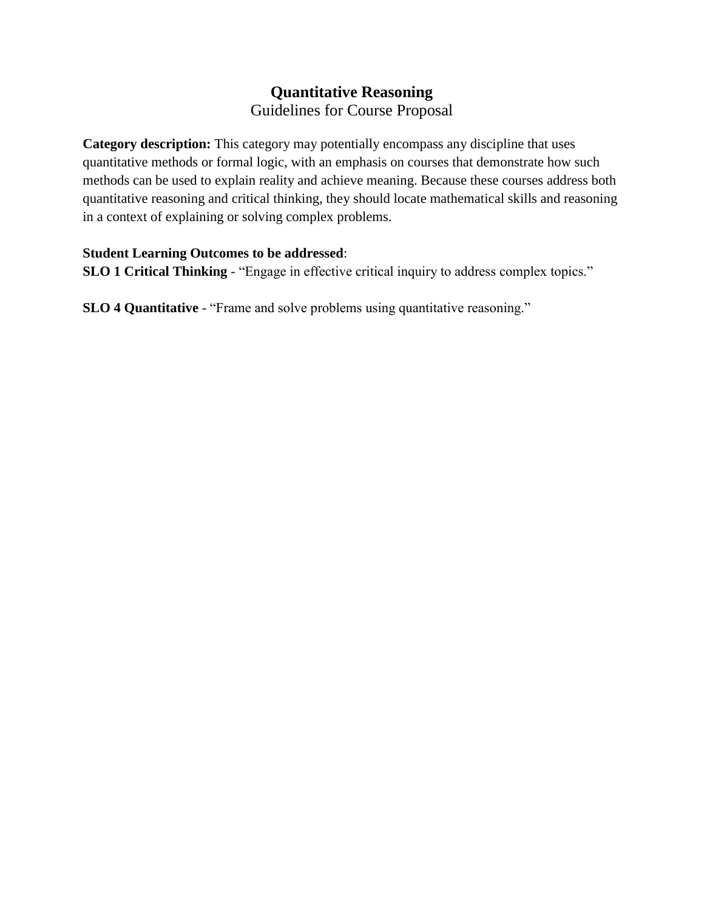# Quantitative Reasoning

Guidelines for Course Proposal

**Category description:** This category may potentially encompass any discipline that uses quantitative methods or formal logic, with an emphasis on courses that demonstrate how such methods can be used to explain reality and achieve meaning. Because these courses address both quantitative reasoning and critical thinking, they should locate mathematical skills and reasoning in a context of explaining or solving complex problems.

**Student Learning Outcomes to be addressed**:
**SLO 1 Critical Thinking** - "Engage in effective critical inquiry to address complex topics."

**SLO 4 Quantitative** - "Frame and solve problems using quantitative reasoning."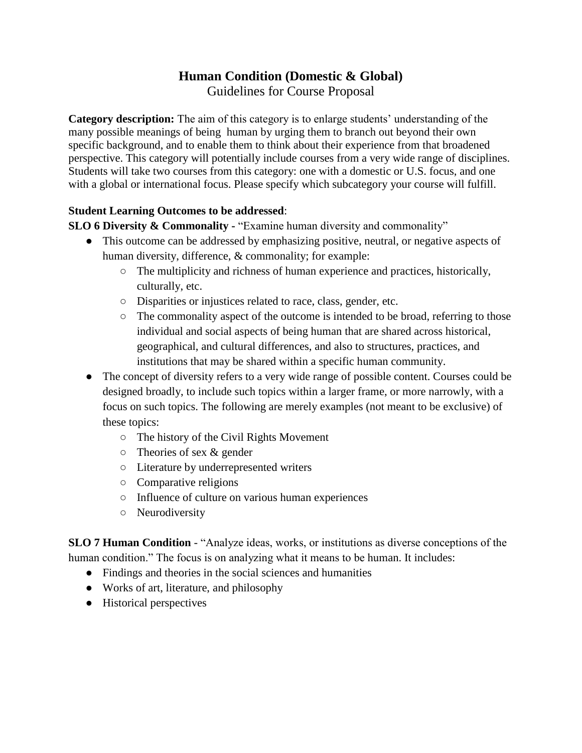# Human Condition (Domestic & Global)

## Guidelines for Course Proposal

**Category description:** The aim of this category is to enlarge students' understanding of the many possible meanings of being human by urging them to branch out beyond their own specific background, and to enable them to think about their experience from that broadened perspective. This category will potentially include courses from a very wide range of disciplines. Students will take two courses from this category: one with a domestic or U.S. focus, and one with a global or international focus. Please specify which subcategory your course will fulfill.

**Student Learning Outcomes to be addressed**:

**SLO 6 Diversity & Commonality** - "Examine human diversity and commonality"

- This outcome can be addressed by emphasizing positive, neutral, or negative aspects of human diversity, difference, & commonality; for example:
    - The multiplicity and richness of human experience and practices, historically, culturally, etc.
    - Disparities or injustices related to race, class, gender, etc.
    - The commonality aspect of the outcome is intended to be broad, referring to those individual and social aspects of being human that are shared across historical, geographical, and cultural differences, and also to structures, practices, and institutions that may be shared within a specific human community.
- The concept of diversity refers to a very wide range of possible content. Courses could be designed broadly, to include such topics within a larger frame, or more narrowly, with a focus on such topics. The following are merely examples (not meant to be exclusive) of these topics:
    - The history of the Civil Rights Movement
    - Theories of sex & gender
    - Literature by underrepresented writers
    - Comparative religions
    - Influence of culture on various human experiences
    - Neurodiversity

**SLO 7 Human Condition** - "Analyze ideas, works, or institutions as diverse conceptions of the human condition." The focus is on analyzing what it means to be human. It includes:

- Findings and theories in the social sciences and humanities
- Works of art, literature, and philosophy
- Historical perspectives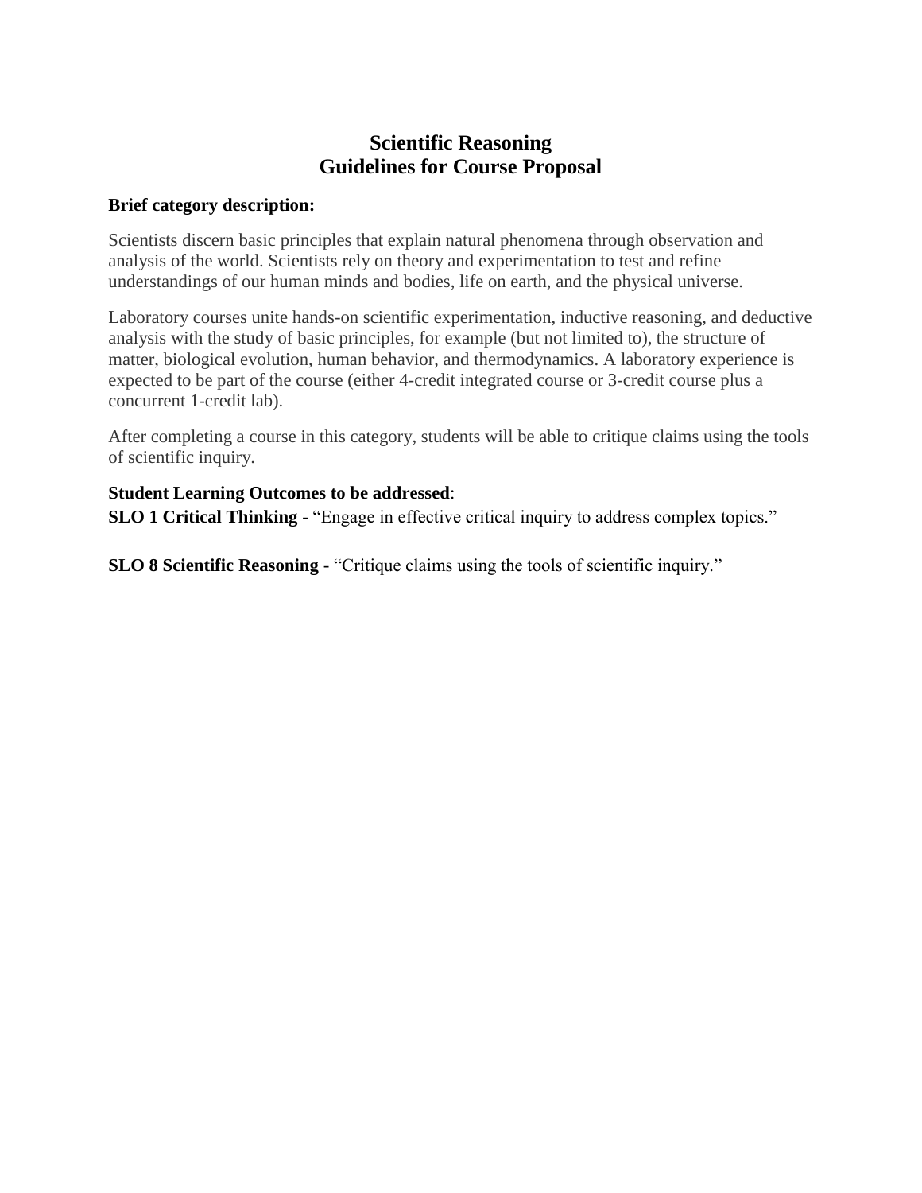# Scientific Reasoning
# Guidelines for Course Proposal

**Brief category description:**

Scientists discern basic principles that explain natural phenomena through observation and analysis of the world. Scientists rely on theory and experimentation to test and refine understandings of our human minds and bodies, life on earth, and the physical universe.

Laboratory courses unite hands-on scientific experimentation, inductive reasoning, and deductive analysis with the study of basic principles, for example (but not limited to), the structure of matter, biological evolution, human behavior, and thermodynamics. A laboratory experience is expected to be part of the course (either 4-credit integrated course or 3-credit course plus a concurrent 1-credit lab).

After completing a course in this category, students will be able to critique claims using the tools of scientific inquiry.

**Student Learning Outcomes to be addressed**:

**SLO 1 Critical Thinking** - "Engage in effective critical inquiry to address complex topics."

**SLO 8 Scientific Reasoning** - "Critique claims using the tools of scientific inquiry."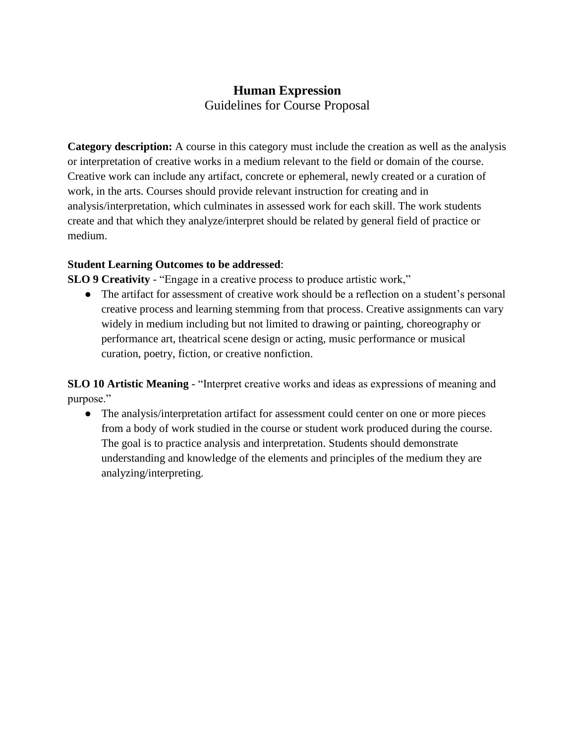# Human Expression

Guidelines for Course Proposal

**Category description:** A course in this category must include the creation as well as the analysis or interpretation of creative works in a medium relevant to the field or domain of the course. Creative work can include any artifact, concrete or ephemeral, newly created or a curation of work, in the arts. Courses should provide relevant instruction for creating and in analysis/interpretation, which culminates in assessed work for each skill. The work students create and that which they analyze/interpret should be related by general field of practice or medium.

**Student Learning Outcomes to be addressed**:

**SLO 9 Creativity** - "Engage in a creative process to produce artistic work,"

- The artifact for assessment of creative work should be a reflection on a student's personal creative process and learning stemming from that process. Creative assignments can vary widely in medium including but not limited to drawing or painting, choreography or performance art, theatrical scene design or acting, music performance or musical curation, poetry, fiction, or creative nonfiction.

**SLO 10 Artistic Meaning** - "Interpret creative works and ideas as expressions of meaning and purpose."

- The analysis/interpretation artifact for assessment could center on one or more pieces from a body of work studied in the course or student work produced during the course. The goal is to practice analysis and interpretation. Students should demonstrate understanding and knowledge of the elements and principles of the medium they are analyzing/interpreting.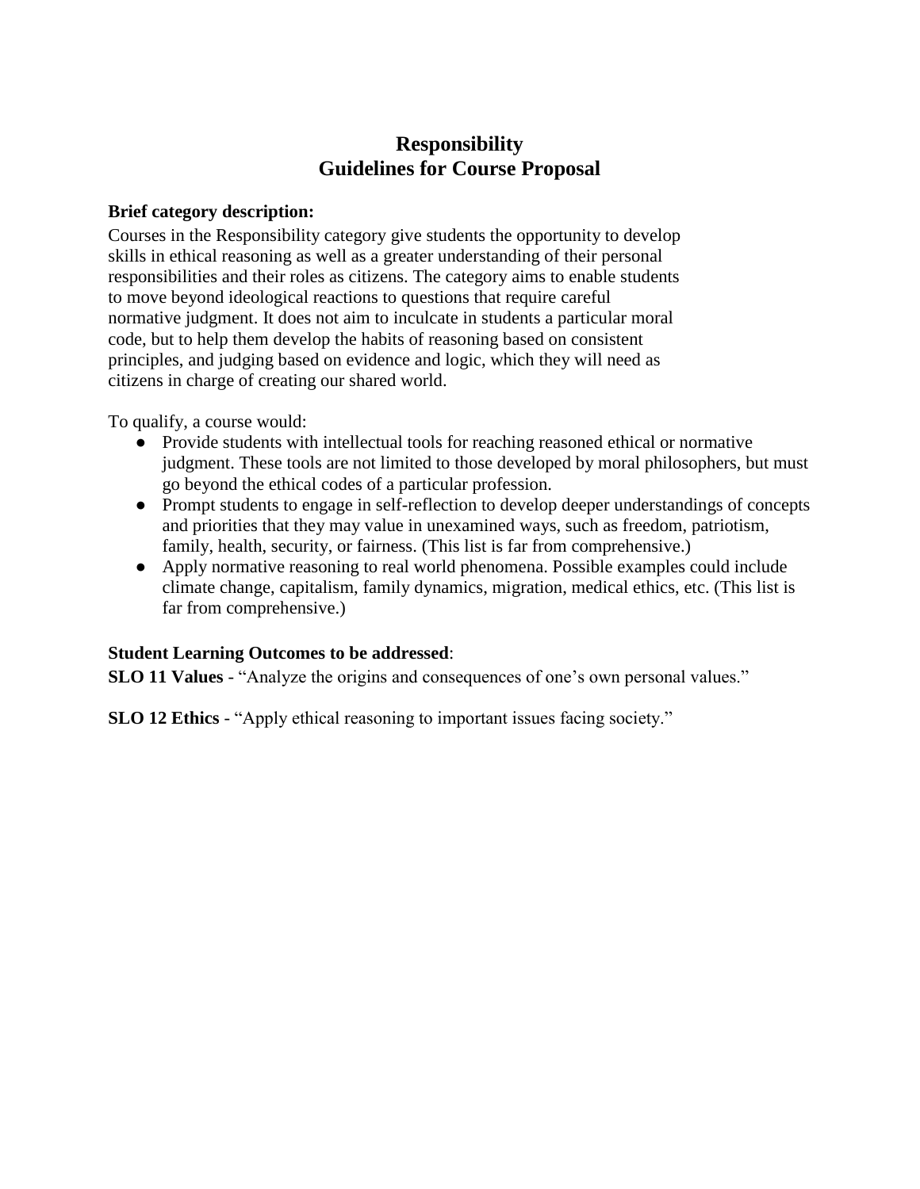# Responsibility
# Guidelines for Course Proposal

**Brief category description:**

Courses in the Responsibility category give students the opportunity to develop skills in ethical reasoning as well as a greater understanding of their personal responsibilities and their roles as citizens. The category aims to enable students to move beyond ideological reactions to questions that require careful normative judgment. It does not aim to inculcate in students a particular moral code, but to help them develop the habits of reasoning based on consistent principles, and judging based on evidence and logic, which they will need as citizens in charge of creating our shared world.

To qualify, a course would:

- Provide students with intellectual tools for reaching reasoned ethical or normative judgment. These tools are not limited to those developed by moral philosophers, but must go beyond the ethical codes of a particular profession.
- Prompt students to engage in self-reflection to develop deeper understandings of concepts and priorities that they may value in unexamined ways, such as freedom, patriotism, family, health, security, or fairness. (This list is far from comprehensive.)
- Apply normative reasoning to real world phenomena. Possible examples could include climate change, capitalism, family dynamics, migration, medical ethics, etc. (This list is far from comprehensive.)

**Student Learning Outcomes to be addressed**:

**SLO 11 Values** - "Analyze the origins and consequences of one's own personal values."

**SLO 12 Ethics** - "Apply ethical reasoning to important issues facing society."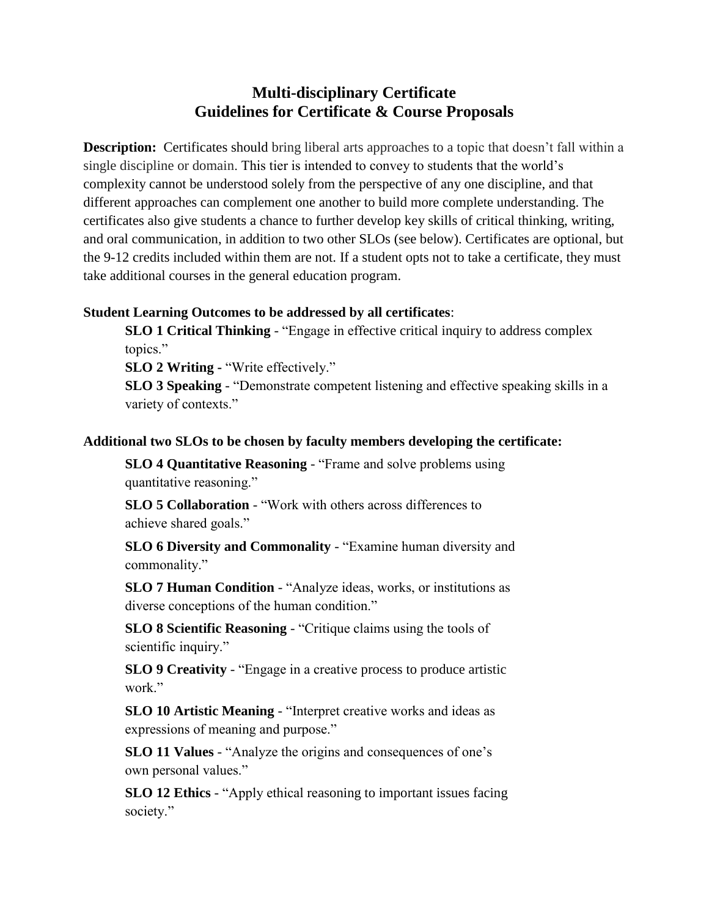# Multi-disciplinary Certificate
## Guidelines for Certificate & Course Proposals

**Description:** Certificates should bring liberal arts approaches to a topic that doesn't fall within a single discipline or domain. This tier is intended to convey to students that the world's complexity cannot be understood solely from the perspective of any one discipline, and that different approaches can complement one another to build more complete understanding. The certificates also give students a chance to further develop key skills of critical thinking, writing, and oral communication, in addition to two other SLOs (see below). Certificates are optional, but the 9-12 credits included within them are not. If a student opts not to take a certificate, they must take additional courses in the general education program.

**Student Learning Outcomes to be addressed by all certificates**:

**SLO 1 Critical Thinking** - "Engage in effective critical inquiry to address complex topics."

**SLO 2 Writing -** "Write effectively."

**SLO 3 Speaking** - "Demonstrate competent listening and effective speaking skills in a variety of contexts."

**Additional two SLOs to be chosen by faculty members developing the certificate:**

**SLO 4 Quantitative Reasoning** - "Frame and solve problems using quantitative reasoning."

**SLO 5 Collaboration** - "Work with others across differences to achieve shared goals."

**SLO 6 Diversity and Commonality** - "Examine human diversity and commonality."

**SLO 7 Human Condition** - "Analyze ideas, works, or institutions as diverse conceptions of the human condition."

**SLO 8 Scientific Reasoning** - "Critique claims using the tools of scientific inquiry."

**SLO 9 Creativity** - "Engage in a creative process to produce artistic work."

**SLO 10 Artistic Meaning** - "Interpret creative works and ideas as expressions of meaning and purpose."

**SLO 11 Values** - "Analyze the origins and consequences of one's own personal values."

**SLO 12 Ethics** - "Apply ethical reasoning to important issues facing society."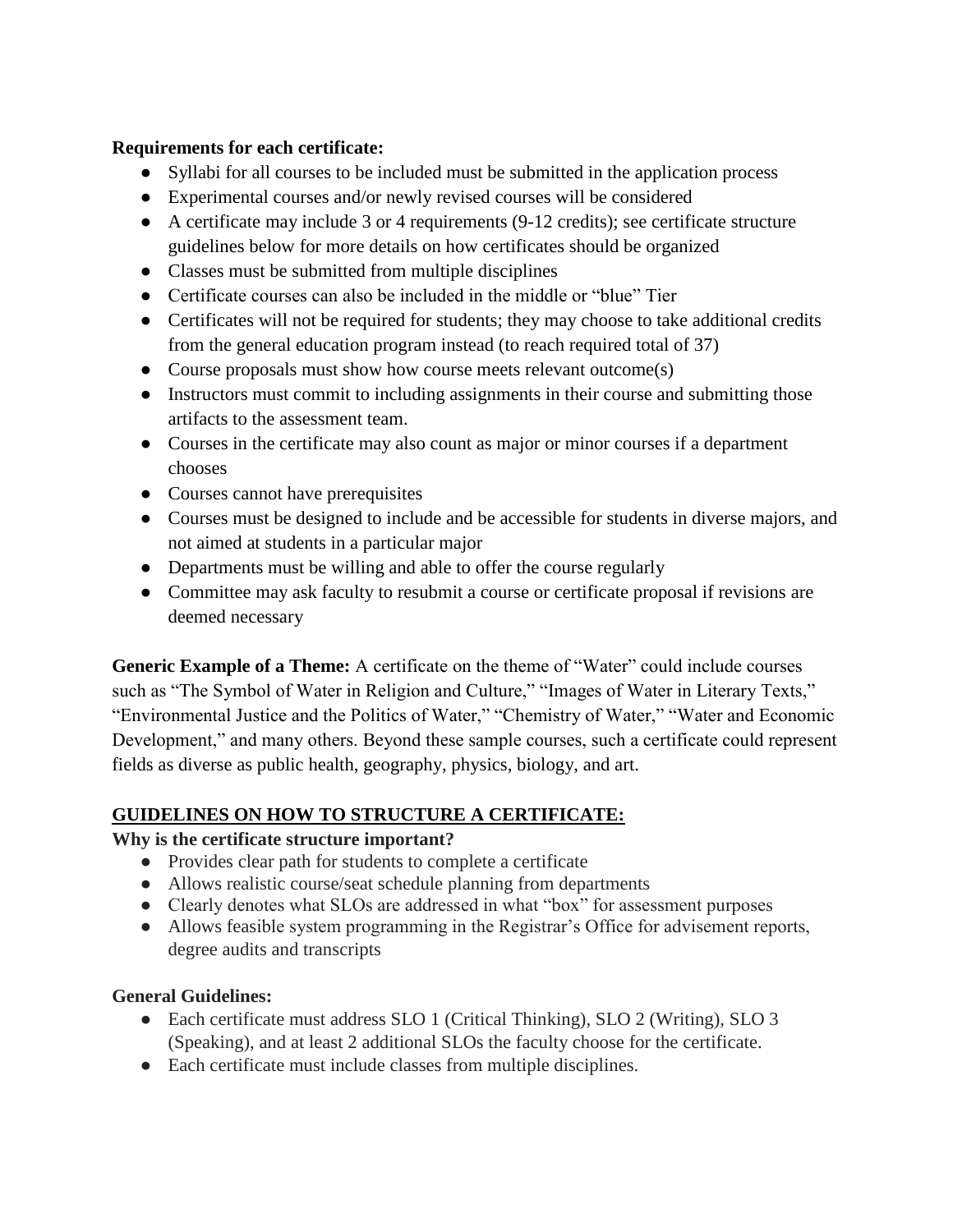**Requirements for each certificate:**

- Syllabi for all courses to be included must be submitted in the application process
- Experimental courses and/or newly revised courses will be considered
- A certificate may include 3 or 4 requirements (9-12 credits); see certificate structure guidelines below for more details on how certificates should be organized
- Classes must be submitted from multiple disciplines
- Certificate courses can also be included in the middle or "blue" Tier
- Certificates will not be required for students; they may choose to take additional credits from the general education program instead (to reach required total of 37)
- Course proposals must show how course meets relevant outcome(s)
- Instructors must commit to including assignments in their course and submitting those artifacts to the assessment team.
- Courses in the certificate may also count as major or minor courses if a department chooses
- Courses cannot have prerequisites
- Courses must be designed to include and be accessible for students in diverse majors, and not aimed at students in a particular major
- Departments must be willing and able to offer the course regularly
- Committee may ask faculty to resubmit a course or certificate proposal if revisions are deemed necessary

**Generic Example of a Theme:** A certificate on the theme of "Water" could include courses such as "The Symbol of Water in Religion and Culture," "Images of Water in Literary Texts," "Environmental Justice and the Politics of Water," "Chemistry of Water," "Water and Economic Development," and many others. Beyond these sample courses, such a certificate could represent fields as diverse as public health, geography, physics, biology, and art.

## GUIDELINES ON HOW TO STRUCTURE A CERTIFICATE:

**Why is the certificate structure important?**

- Provides clear path for students to complete a certificate
- Allows realistic course/seat schedule planning from departments
- Clearly denotes what SLOs are addressed in what "box" for assessment purposes
- Allows feasible system programming in the Registrar's Office for advisement reports, degree audits and transcripts

**General Guidelines:**

- Each certificate must address SLO 1 (Critical Thinking), SLO 2 (Writing), SLO 3 (Speaking), and at least 2 additional SLOs the faculty choose for the certificate.
- Each certificate must include classes from multiple disciplines.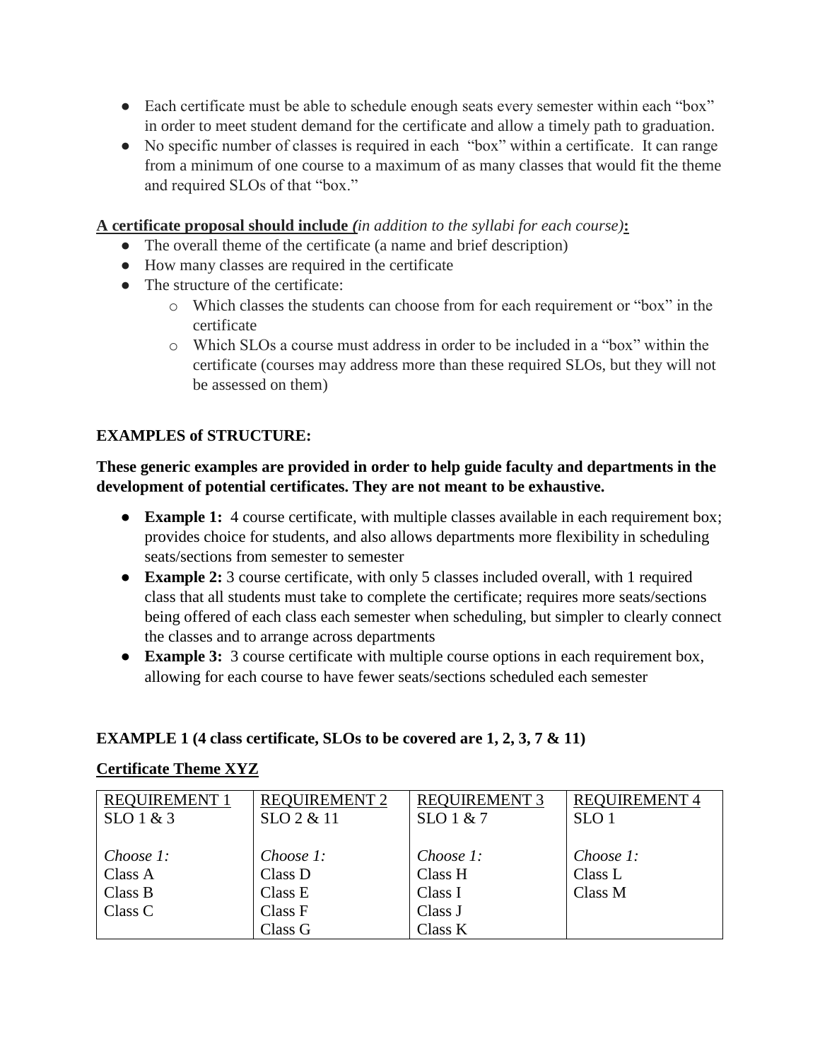- Each certificate must be able to schedule enough seats every semester within each "box" in order to meet student demand for the certificate and allow a timely path to graduation.
- No specific number of classes is required in each "box" within a certificate. It can range from a minimum of one course to a maximum of as many classes that would fit the theme and required SLOs of that "box."

**A certificate proposal should include (*in addition to the syllabi for each course*):**

- The overall theme of the certificate (a name and brief description)
- How many classes are required in the certificate
- The structure of the certificate:
    - Which classes the students can choose from for each requirement or "box" in the certificate
    - Which SLOs a course must address in order to be included in a "box" within the certificate (courses may address more than these required SLOs, but they will not be assessed on them)

**EXAMPLES of STRUCTURE:**

**These generic examples are provided in order to help guide faculty and departments in the development of potential certificates. They are not meant to be exhaustive.**

- **Example 1:** 4 course certificate, with multiple classes available in each requirement box; provides choice for students, and also allows departments more flexibility in scheduling seats/sections from semester to semester
- **Example 2:** 3 course certificate, with only 5 classes included overall, with 1 required class that all students must take to complete the certificate; requires more seats/sections being offered of each class each semester when scheduling, but simpler to clearly connect the classes and to arrange across departments
- **Example 3:** 3 course certificate with multiple course options in each requirement box, allowing for each course to have fewer seats/sections scheduled each semester

**EXAMPLE 1 (4 class certificate, SLOs to be covered are 1, 2, 3, 7 & 11)**

**Certificate Theme XYZ**

| REQUIREMENT 1 | REQUIREMENT 2 | REQUIREMENT 3 | REQUIREMENT 4 |
|---|---|---|---|
| SLO 1 & 3 | SLO 2 & 11 | SLO 1 & 7 | SLO 1 |
| *Choose 1:* | *Choose 1:* | *Choose 1:* | *Choose 1:* |
| Class A | Class D | Class H | Class L |
| Class B | Class E | Class I | Class M |
| Class C | Class F | Class J | |
| | Class G | Class K | |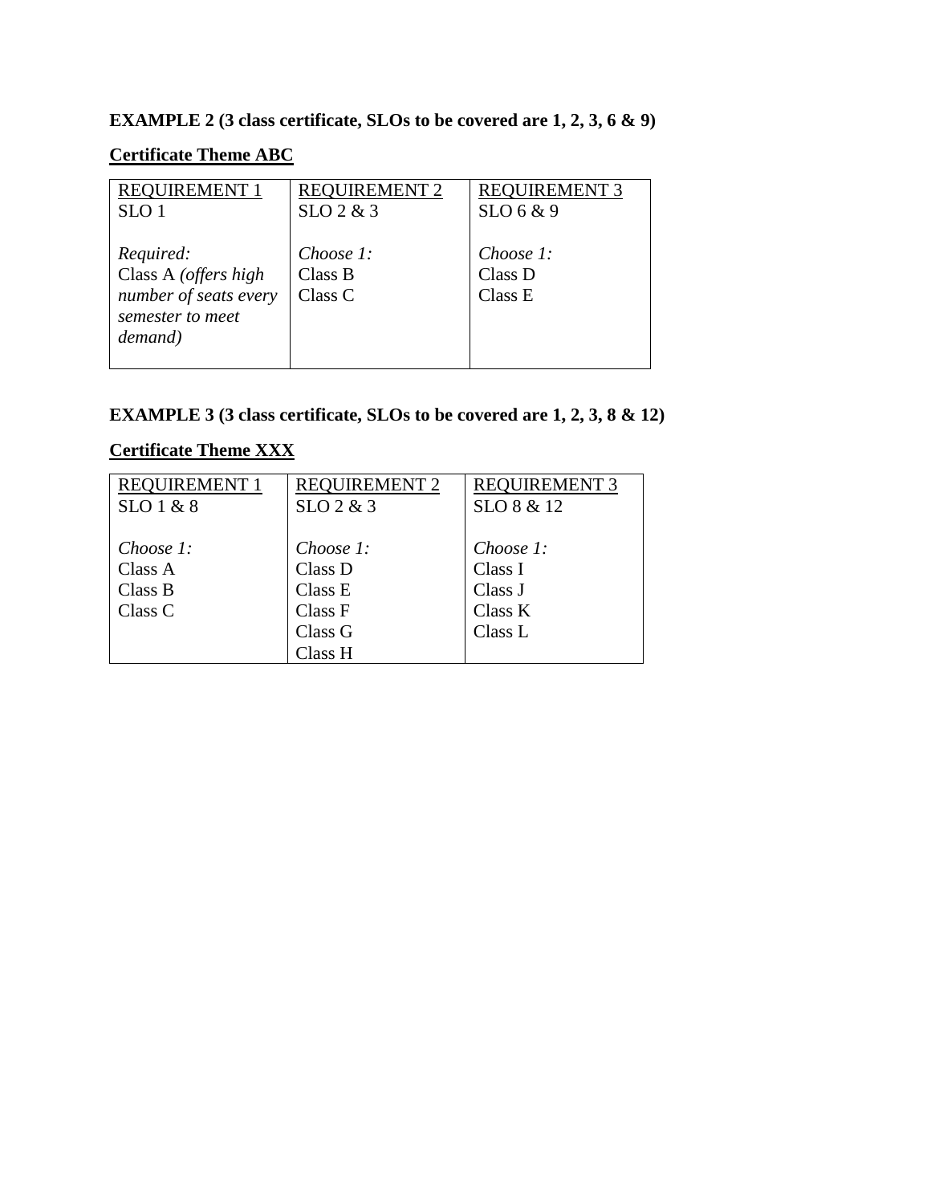**EXAMPLE 2 (3 class certificate, SLOs to be covered are 1, 2, 3, 6 & 9)**

**<u>Certificate Theme ABC</u>**

| REQUIREMENT 1 | REQUIREMENT 2 | REQUIREMENT 3 |
|---|---|---|
| SLO 1<br><br>*Required:*<br>Class A *(offers high number of seats every semester to meet demand)* | SLO 2 & 3<br><br>*Choose 1:*<br>Class B<br>Class C | SLO 6 & 9<br><br>*Choose 1:*<br>Class D<br>Class E |

**EXAMPLE 3 (3 class certificate, SLOs to be covered are 1, 2, 3, 8 & 12)**

**<u>Certificate Theme XXX</u>**

| REQUIREMENT 1 | REQUIREMENT 2 | REQUIREMENT 3 |
|---|---|---|
| SLO 1 & 8<br><br>*Choose 1:*<br>Class A<br>Class B<br>Class C | SLO 2 & 3<br><br>*Choose 1:*<br>Class D<br>Class E<br>Class F<br>Class G<br>Class H | SLO 8 & 12<br><br>*Choose 1:*<br>Class I<br>Class J<br>Class K<br>Class L |